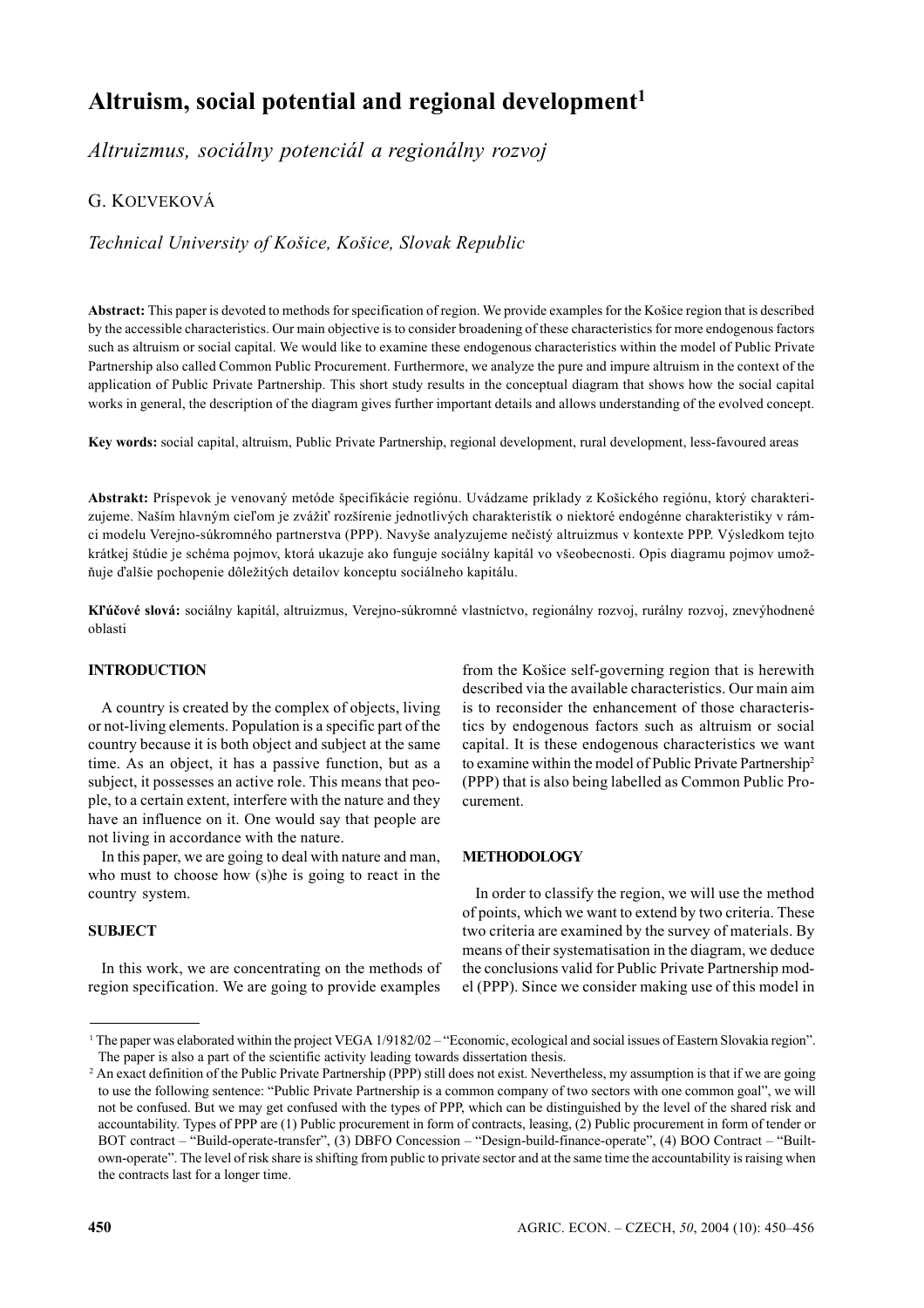# Altruism, social potential and regional development[1]

*Altruizmus, sociálny potenciál a regionálny rozvoj*

G. Koľveková

*Technical University of Košice, Košice, Slovak Republic*

**Abstract:** This paper is devoted to methods for specification of region. We provide examples for the Košice region that is described by the accessible characteristics. Our main objective is to consider broadening of these characteristics for more endogenous factors such as altruism or social capital. We would like to examine these endogenous characteristics within the model of Public Private Partnership also called Common Public Procurement. Furthermore, we analyze the pure and impure altruism in the context of the application of Public Private Partnership. This short study results in the conceptual diagram that shows how the social capital works in general, the description of the diagram gives further important details and allows understanding of the evolved concept.

**Key words:** social capital, altruism, Public Private Partnership, regional development, rural development, less-favoured areas

**Abstrakt:** Príspevok je venovaný metóde špecifikácie regiónu. Uvádzame príklady z Košického regiónu, ktorý charakterizujeme. Naším hlavným cieľom je zvážiť rozšírenie jednotlivých charakteristík o niektoré endogénne charakteristiky v rámci modelu Verejno-súkromného partnerstva (PPP). Navyše analyzujeme nečistý altruizmus v kontexte PPP. Výsledkom tejto krátkej štúdie je schéma pojmov, ktorá ukazuje ako funguje sociálny kapitál vo všeobecnosti. Opis diagramu pojmov umožňuje ďalšie pochopenie dôležitých detailov konceptu sociálneho kapitálu.

**Kľúčové slová:** sociálny kapitál, altruizmus, Verejno-súkromné vlastníctvo, regionálny rozvoj, rurálny rozvoj, znevýhodnené oblasti

## INTRODUCTION

A country is created by the complex of objects, living or not-living elements. Population is a specific part of the country because it is both object and subject at the same time. As an object, it has a passive function, but as a subject, it possesses an active role. This means that people, to a certain extent, interfere with the nature and they have an influence on it. One would say that people are not living in accordance with the nature.

In this paper, we are going to deal with nature and man, who must to choose how (s)he is going to react in the country system.

## SUBJECT

In this work, we are concentrating on the methods of region specification. We are going to provide examples from the Košice self-governing region that is herewith described via the available characteristics. Our main aim is to reconsider the enhancement of those characteristics by endogenous factors such as altruism or social capital. It is these endogenous characteristics we want to examine within the model of Public Private Partnership[2] (PPP) that is also being labelled as Common Public Procurement.

## METHODOLOGY

In order to classify the region, we will use the method of points, which we want to extend by two criteria. These two criteria are examined by the survey of materials. By means of their systematisation in the diagram, we deduce the conclusions valid for Public Private Partnership model (PPP). Since we consider making use of this model in

---

[1] The paper was elaborated within the project VEGA 1/9182/02 – "Economic, ecological and social issues of Eastern Slovakia region". The paper is also a part of the scientific activity leading towards dissertation thesis.

[2] An exact definition of the Public Private Partnership (PPP) still does not exist. Nevertheless, my assumption is that if we are going to use the following sentence: "Public Private Partnership is a common company of two sectors with one common goal", we will not be confused. But we may get confused with the types of PPP, which can be distinguished by the level of the shared risk and accountability. Types of PPP are (1) Public procurement in form of contracts, leasing, (2) Public procurement in form of tender or BOT contract – "Build-operate-transfer", (3) DBFO Concession – "Design-build-finance-operate", (4) BOO Contract – "Built-own-operate". The level of risk share is shifting from public to private sector and at the same time the accountability is raising when the contracts last for a longer time.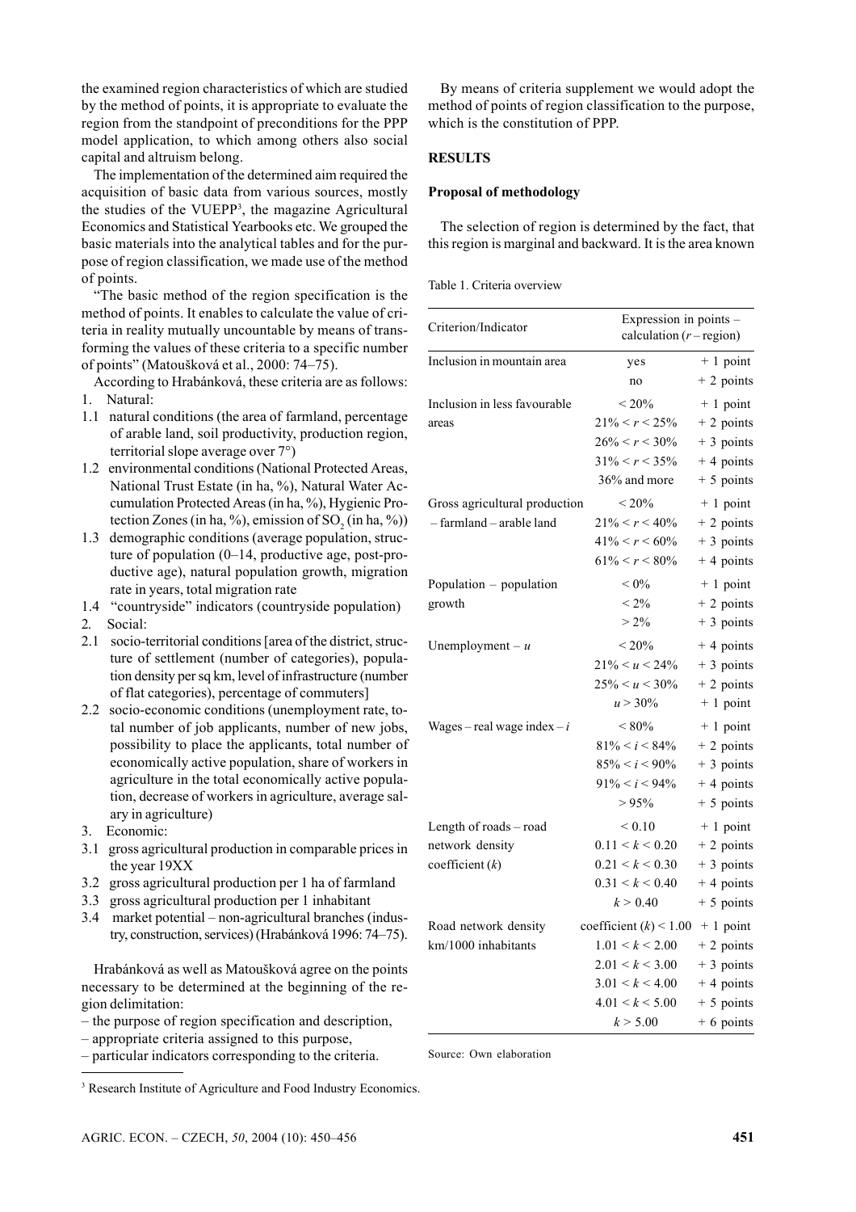the examined region characteristics of which are studied by the method of points, it is appropriate to evaluate the region from the standpoint of preconditions for the PPP model application, to which among others also social capital and altruism belong.

The implementation of the determined aim required the acquisition of basic data from various sources, mostly the studies of the VUEPP[3], the magazine Agricultural Economics and Statistical Yearbooks etc. We grouped the basic materials into the analytical tables and for the purpose of region classification, we made use of the method of points.

"The basic method of the region specification is the method of points. It enables to calculate the value of criteria in reality mutually uncountable by means of transforming the values of these criteria to a specific number of points" (Matoušková et al., 2000: 74–75).

According to Hrabánková, these criteria are as follows:

1. Natural:
1.1 natural conditions (the area of farmland, percentage of arable land, soil productivity, production region, territorial slope average over 7°)
1.2 environmental conditions (National Protected Areas, National Trust Estate (in ha, %), Natural Water Accumulation Protected Areas (in ha, %), Hygienic Protection Zones (in ha, %), emission of $SO_2$ (in ha, %))
1.3 demographic conditions (average population, structure of population (0–14, productive age, post-productive age), natural population growth, migration rate in years, total migration rate
1.4 "countryside" indicators (countryside population)
2. Social:
2.1 socio-territorial conditions [area of the district, structure of settlement (number of categories), population density per sq km, level of infrastructure (number of flat categories), percentage of commuters]
2.2 socio-economic conditions (unemployment rate, total number of job applicants, number of new jobs, possibility to place the applicants, total number of economically active population, share of workers in agriculture in the total economically active population, decrease of workers in agriculture, average salary in agriculture)
3. Economic:
3.1 gross agricultural production in comparable prices in the year 19XX
3.2 gross agricultural production per 1 ha of farmland
3.3 gross agricultural production per 1 inhabitant
3.4 market potential – non-agricultural branches (industry, construction, services) (Hrabánková 1996: 74–75).

Hrabánková as well as Matoušková agree on the points necessary to be determined at the beginning of the region delimitation:

– the purpose of region specification and description,
– appropriate criteria assigned to this purpose,
– particular indicators corresponding to the criteria.

By means of criteria supplement we would adopt the method of points of region classification to the purpose, which is the constitution of PPP.

## RESULTS

### Proposal of methodology

The selection of region is determined by the fact, that this region is marginal and backward. It is the area known

Table 1. Criteria overview

| Criterion/Indicator | Expression in points – calculation ($r$ – region) | |
|---|---|---|
| Inclusion in mountain area | yes | + 1 point |
| | no | + 2 points |
| Inclusion in less favourable areas | < 20% | + 1 point |
| | $21\% < r < 25\%$ | + 2 points |
| | $26\% < r < 30\%$ | + 3 points |
| | $31\% < r < 35\%$ | + 4 points |
| | 36% and more | + 5 points |
| Gross agricultural production – farmland – arable land | < 20% | + 1 point |
| | $21\% < r < 40\%$ | + 2 points |
| | $41\% < r < 60\%$ | + 3 points |
| | $61\% < r < 80\%$ | + 4 points |
| Population – population growth | < 0% | + 1 point |
| | < 2% | + 2 points |
| | > 2% | + 3 points |
| Unemployment – $u$ | < 20% | + 4 points |
| | $21\% < u < 24\%$ | + 3 points |
| | $25\% < u < 30\%$ | + 2 points |
| | $u > 30\%$ | + 1 point |
| Wages – real wage index – $i$ | < 80% | + 1 point |
| | $81\% < i < 84\%$ | + 2 points |
| | $85\% < i < 90\%$ | + 3 points |
| | $91\% < i < 94\%$ | + 4 points |
| | > 95% | + 5 points |
| Length of roads – road network density coefficient ($k$) | < 0.10 | + 1 point |
| | $0.11 < k < 0.20$ | + 2 points |
| | $0.21 < k < 0.30$ | + 3 points |
| | $0.31 < k < 0.40$ | + 4 points |
| | $k > 0.40$ | + 5 points |
| Road network density km/1000 inhabitants | coefficient ($k$) < 1.00 | + 1 point |
| | $1.01 < k < 2.00$ | + 2 points |
| | $2.01 < k < 3.00$ | + 3 points |
| | $3.01 < k < 4.00$ | + 4 points |
| | $4.01 < k < 5.00$ | + 5 points |
| | $k > 5.00$ | + 6 points |

Source: Own elaboration

[3] Research Institute of Agriculture and Food Industry Economics.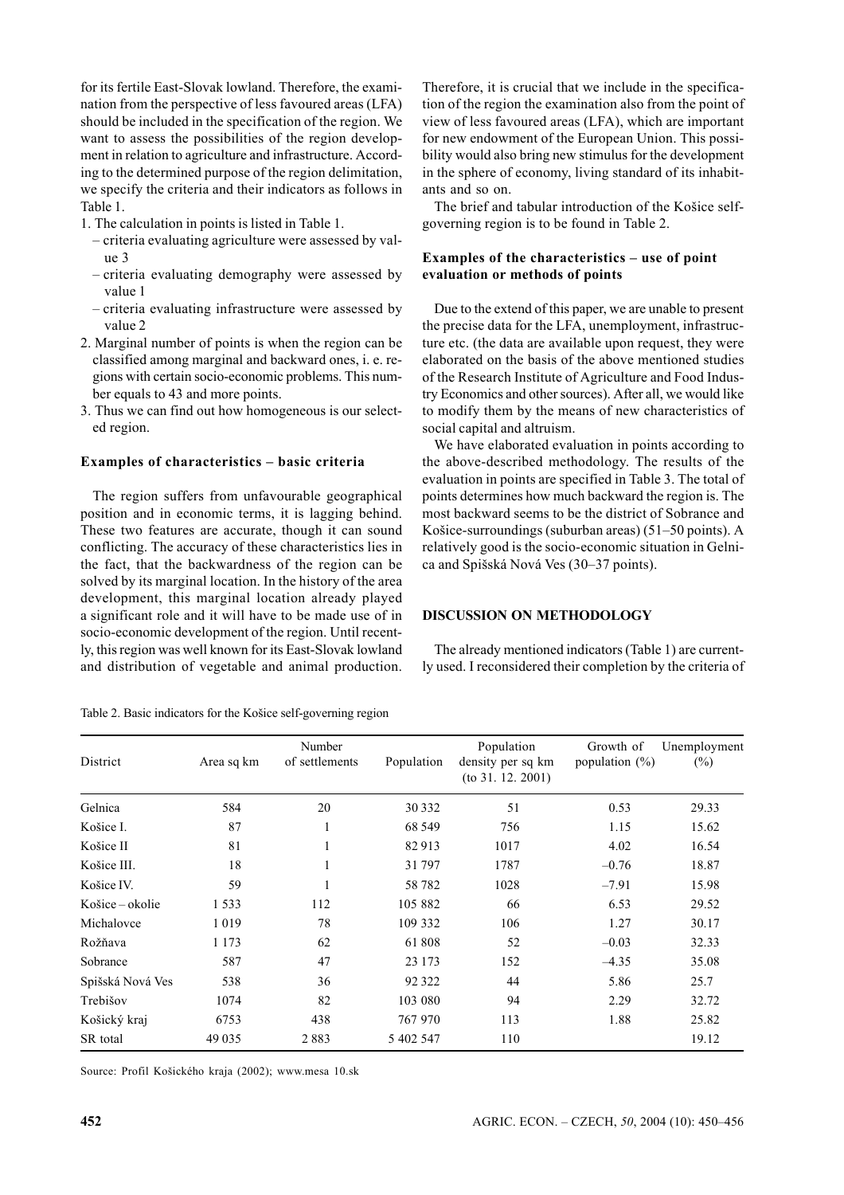for its fertile East-Slovak lowland. Therefore, the examination from the perspective of less favoured areas (LFA) should be included in the specification of the region. We want to assess the possibilities of the region development in relation to agriculture and infrastructure. According to the determined purpose of the region delimitation, we specify the criteria and their indicators as follows in Table 1.

1. The calculation in points is listed in Table 1.
   – criteria evaluating agriculture were assessed by value 3
   – criteria evaluating demography were assessed by value 1
   – criteria evaluating infrastructure were assessed by value 2
2. Marginal number of points is when the region can be classified among marginal and backward ones, i. e. regions with certain socio-economic problems. This number equals to 43 and more points.
3. Thus we can find out how homogeneous is our selected region.

### Examples of characteristics – basic criteria

The region suffers from unfavourable geographical position and in economic terms, it is lagging behind. These two features are accurate, though it can sound conflicting. The accuracy of these characteristics lies in the fact, that the backwardness of the region can be solved by its marginal location. In the history of the area development, this marginal location already played a significant role and it will have to be made use of in socio-economic development of the region. Until recently, this region was well known for its East-Slovak lowland and distribution of vegetable and animal production. Therefore, it is crucial that we include in the specification of the region the examination also from the point of view of less favoured areas (LFA), which are important for new endowment of the European Union. This possibility would also bring new stimulus for the development in the sphere of economy, living standard of its inhabitants and so on.

The brief and tabular introduction of the Košice self-governing region is to be found in Table 2.

### Examples of the characteristics – use of point evaluation or methods of points

Due to the extend of this paper, we are unable to present the precise data for the LFA, unemployment, infrastructure etc. (the data are available upon request, they were elaborated on the basis of the above mentioned studies of the Research Institute of Agriculture and Food Industry Economics and other sources). After all, we would like to modify them by the means of new characteristics of social capital and altruism.

We have elaborated evaluation in points according to the above-described methodology. The results of the evaluation in points are specified in Table 3. The total of points determines how much backward the region is. The most backward seems to be the district of Sobrance and Košice-surroundings (suburban areas) (51–50 points). A relatively good is the socio-economic situation in Gelnica and Spišská Nová Ves (30–37 points).

## DISCUSSION ON METHODOLOGY

The already mentioned indicators (Table 1) are currently used. I reconsidered their completion by the criteria of

Table 2. Basic indicators for the Košice self-governing region

| District | Area sq km | Number of settlements | Population | Population density per sq km (to 31. 12. 2001) | Growth of population (%) | Unemployment (%) |
|---|---|---|---|---|---|---|
| Gelnica | 584 | 20 | 30 332 | 51 | 0.53 | 29.33 |
| Košice I. | 87 | 1 | 68 549 | 756 | 1.15 | 15.62 |
| Košice II | 81 | 1 | 82 913 | 1017 | 4.02 | 16.54 |
| Košice III. | 18 | 1 | 31 797 | 1787 | –0.76 | 18.87 |
| Košice IV. | 59 | 1 | 58 782 | 1028 | –7.91 | 15.98 |
| Košice – okolie | 1 533 | 112 | 105 882 | 66 | 6.53 | 29.52 |
| Michalovce | 1 019 | 78 | 109 332 | 106 | 1.27 | 30.17 |
| Rožňava | 1 173 | 62 | 61 808 | 52 | –0.03 | 32.33 |
| Sobrance | 587 | 47 | 23 173 | 152 | –4.35 | 35.08 |
| Spišská Nová Ves | 538 | 36 | 92 322 | 44 | 5.86 | 25.7 |
| Trebišov | 1074 | 82 | 103 080 | 94 | 2.29 | 32.72 |
| Košický kraj | 6753 | 438 | 767 970 | 113 | 1.88 | 25.82 |
| SR total | 49 035 | 2 883 | 5 402 547 | 110 | | 19.12 |

Source: Profil Košického kraja (2002); www.mesa 10.sk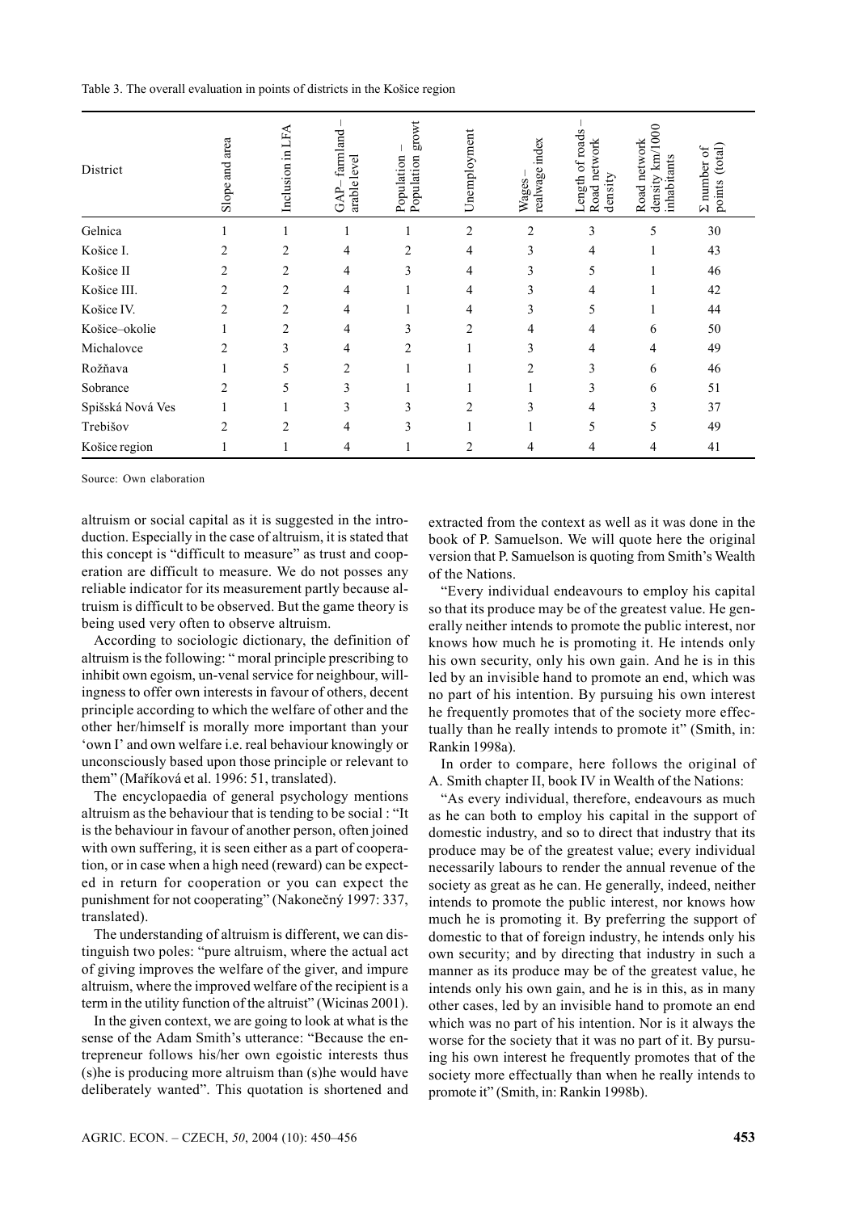Table 3. The overall evaluation in points of districts in the Košice region

| District | Slope and area | Inclusion in LFA | GAP – farmland arable level | Population – Population growt | Unemployment | Wages – realwage index | Length of roads – Road network density | Road network density km/1000 inhabitants | Σ number of points (total) |
|---|---|---|---|---|---|---|---|---|---|
| Gelnica | 1 | 1 | 1 | 1 | 2 | 2 | 3 | 5 | 30 |
| Košice I. | 2 | 2 | 4 | 2 | 4 | 3 | 4 | 1 | 43 |
| Košice II | 2 | 2 | 4 | 3 | 4 | 3 | 5 | 1 | 46 |
| Košice III. | 2 | 2 | 4 | 1 | 4 | 3 | 4 | 1 | 42 |
| Košice IV. | 2 | 2 | 4 | 1 | 4 | 3 | 5 | 1 | 44 |
| Košice–okolie | 1 | 2 | 4 | 3 | 2 | 4 | 4 | 6 | 50 |
| Michalovce | 2 | 3 | 4 | 2 | 1 | 3 | 4 | 4 | 49 |
| Rožňava | 1 | 5 | 2 | 1 | 1 | 2 | 3 | 6 | 46 |
| Sobrance | 2 | 5 | 3 | 1 | 1 | 1 | 3 | 6 | 51 |
| Spišská Nová Ves | 1 | 1 | 3 | 3 | 2 | 3 | 4 | 3 | 37 |
| Trebišov | 2 | 2 | 4 | 3 | 1 | 1 | 5 | 5 | 49 |
| Košice region | 1 | 1 | 4 | 1 | 2 | 4 | 4 | 4 | 41 |

Source: Own elaboration

altruism or social capital as it is suggested in the introduction. Especially in the case of altruism, it is stated that this concept is "difficult to measure" as trust and cooperation are difficult to measure. We do not posses any reliable indicator for its measurement partly because altruism is difficult to be observed. But the game theory is being used very often to observe altruism.

According to sociologic dictionary, the definition of altruism is the following: " moral principle prescribing to inhibit own egoism, un-venal service for neighbour, willingness to offer own interests in favour of others, decent principle according to which the welfare of other and the other her/himself is morally more important than your 'own I' and own welfare i.e. real behaviour knowingly or unconsciously based upon those principle or relevant to them" (Maříková et al. 1996: 51, translated).

The encyclopaedia of general psychology mentions altruism as the behaviour that is tending to be social : "It is the behaviour in favour of another person, often joined with own suffering, it is seen either as a part of cooperation, or in case when a high need (reward) can be expected in return for cooperation or you can expect the punishment for not cooperating" (Nakonečný 1997: 337, translated).

The understanding of altruism is different, we can distinguish two poles: "pure altruism, where the actual act of giving improves the welfare of the giver, and impure altruism, where the improved welfare of the recipient is a term in the utility function of the altruist" (Wicinas 2001).

In the given context, we are going to look at what is the sense of the Adam Smith's utterance: "Because the entrepreneur follows his/her own egoistic interests thus (s)he is producing more altruism than (s)he would have deliberately wanted". This quotation is shortened and extracted from the context as well as it was done in the book of P. Samuelson. We will quote here the original version that P. Samuelson is quoting from Smith's Wealth of the Nations.

"Every individual endeavours to employ his capital so that its produce may be of the greatest value. He generally neither intends to promote the public interest, nor knows how much he is promoting it. He intends only his own security, only his own gain. And he is in this led by an invisible hand to promote an end, which was no part of his intention. By pursuing his own interest he frequently promotes that of the society more effectually than he really intends to promote it" (Smith, in: Rankin 1998a).

In order to compare, here follows the original of A. Smith chapter II, book IV in Wealth of the Nations:

"As every individual, therefore, endeavours as much as he can both to employ his capital in the support of domestic industry, and so to direct that industry that its produce may be of the greatest value; every individual necessarily labours to render the annual revenue of the society as great as he can. He generally, indeed, neither intends to promote the public interest, nor knows how much he is promoting it. By preferring the support of domestic to that of foreign industry, he intends only his own security; and by directing that industry in such a manner as its produce may be of the greatest value, he intends only his own gain, and he is in this, as in many other cases, led by an invisible hand to promote an end which was no part of his intention. Nor is it always the worse for the society that it was no part of it. By pursuing his own interest he frequently promotes that of the society more effectually than when he really intends to promote it" (Smith, in: Rankin 1998b).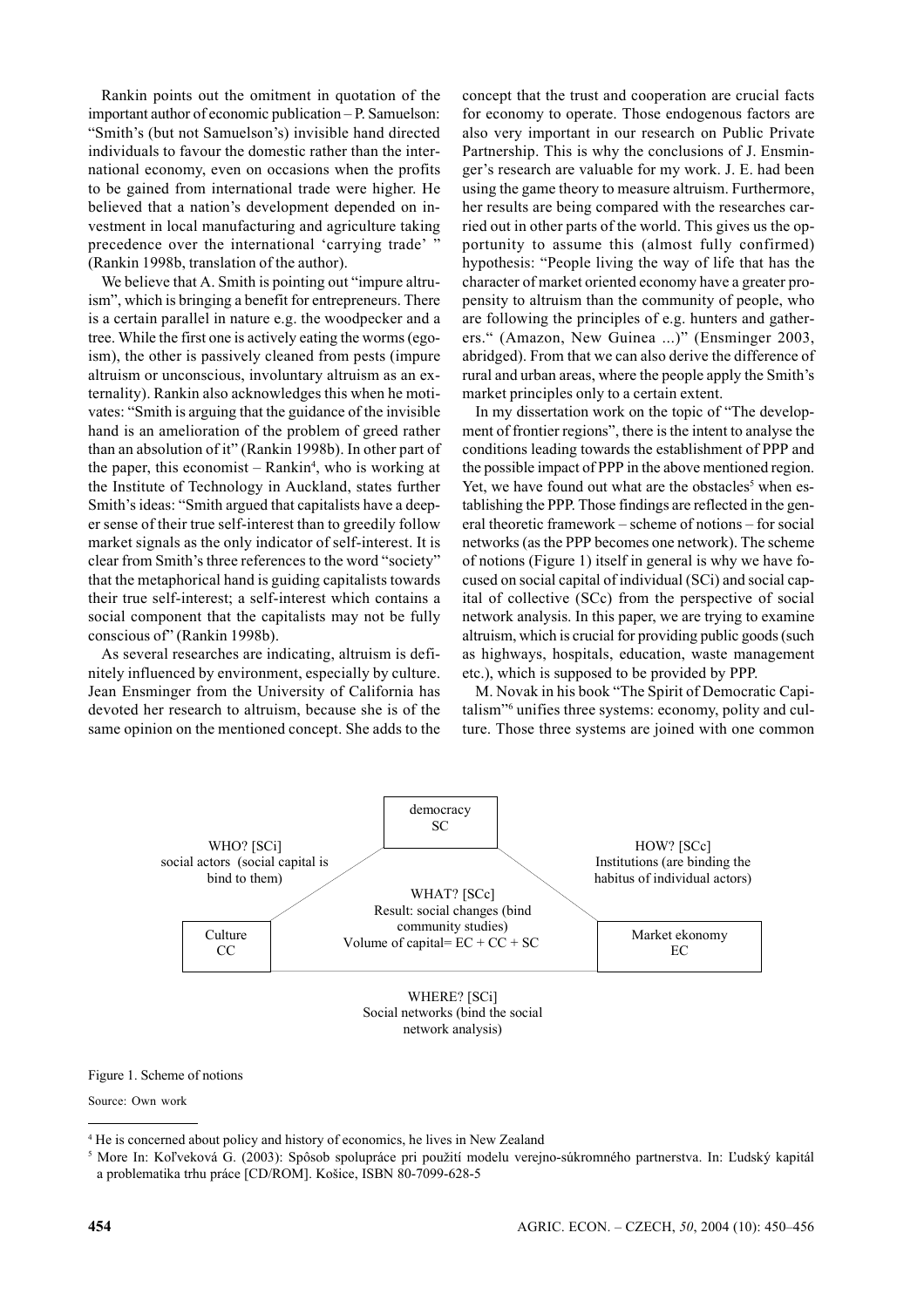Rankin points out the omitment in quotation of the important author of economic publication – P. Samuelson: "Smith's (but not Samuelson's) invisible hand directed individuals to favour the domestic rather than the international economy, even on occasions when the profits to be gained from international trade were higher. He believed that a nation's development depended on investment in local manufacturing and agriculture taking precedence over the international 'carrying trade' " (Rankin 1998b, translation of the author).

We believe that A. Smith is pointing out "impure altruism", which is bringing a benefit for entrepreneurs. There is a certain parallel in nature e.g. the woodpecker and a tree. While the first one is actively eating the worms (egoism), the other is passively cleaned from pests (impure altruism or unconscious, involuntary altruism as an externality). Rankin also acknowledges this when he motivates: "Smith is arguing that the guidance of the invisible hand is an amelioration of the problem of greed rather than an absolution of it" (Rankin 1998b). In other part of the paper, this economist – Rankin[4], who is working at the Institute of Technology in Auckland, states further Smith's ideas: "Smith argued that capitalists have a deeper sense of their true self-interest than to greedily follow market signals as the only indicator of self-interest. It is clear from Smith's three references to the word "society" that the metaphorical hand is guiding capitalists towards their true self-interest; a self-interest which contains a social component that the capitalists may not be fully conscious of" (Rankin 1998b).

As several researches are indicating, altruism is definitely influenced by environment, especially by culture. Jean Ensminger from the University of California has devoted her research to altruism, because she is of the same opinion on the mentioned concept. She adds to the concept that the trust and cooperation are crucial facts for economy to operate. Those endogenous factors are also very important in our research on Public Private Partnership. This is why the conclusions of J. Ensminger's research are valuable for my work. J. E. had been using the game theory to measure altruism. Furthermore, her results are being compared with the researches carried out in other parts of the world. This gives us the opportunity to assume this (almost fully confirmed) hypothesis: "People living the way of life that has the character of market oriented economy have a greater propensity to altruism than the community of people, who are following the principles of e.g. hunters and gatherers." (Amazon, New Guinea ...)" (Ensminger 2003, abridged). From that we can also derive the difference of rural and urban areas, where the people apply the Smith's market principles only to a certain extent.

In my dissertation work on the topic of "The development of frontier regions", there is the intent to analyse the conditions leading towards the establishment of PPP and the possible impact of PPP in the above mentioned region. Yet, we have found out what are the obstacles[5] when establishing the PPP. Those findings are reflected in the general theoretic framework – scheme of notions – for social networks (as the PPP becomes one network). The scheme of notions (Figure 1) itself in general is why we have focused on social capital of individual (SCi) and social capital of collective (SCc) from the perspective of social network analysis. In this paper, we are trying to examine altruism, which is crucial for providing public goods (such as highways, hospitals, education, waste management etc.), which is supposed to be provided by PPP.

M. Novak in his book "The Spirit of Democratic Capitalism"[6] unifies three systems: economy, polity and culture. Those three systems are joined with one common

democracy SC

WHO? [SCi] social actors (social capital is bind to them)

HOW? [SCc] Institutions (are binding the habitus of individual actors)

WHAT? [SCc] Result: social changes (bind community studies) Volume of capital= EC + CC + SC

Culture CC

Market ekonomy EC

WHERE? [SCi] Social networks (bind the social network analysis)

Figure 1. Scheme of notions

Source: Own work

[4] He is concerned about policy and history of economics, he lives in New Zealand

[5] More In: Koľveková G. (2003): Spôsob spolupráce pri použití modelu verejno-súkromného partnerstva. In: Ľudský kapitál a problematika trhu práce [CD/ROM]. Košice, ISBN 80-7099-628-5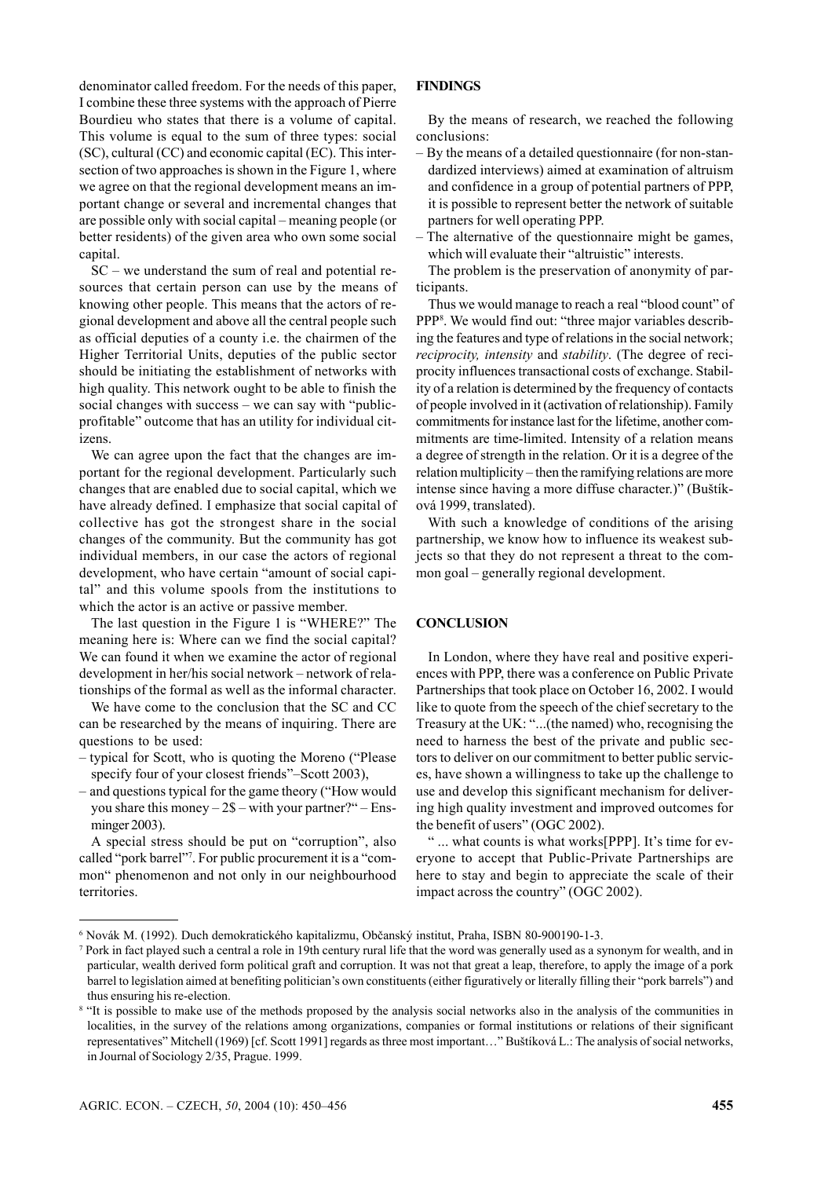denominator called freedom. For the needs of this paper, I combine these three systems with the approach of Pierre Bourdieu who states that there is a volume of capital. This volume is equal to the sum of three types: social (SC), cultural (CC) and economic capital (EC). This intersection of two approaches is shown in the Figure 1, where we agree on that the regional development means an important change or several and incremental changes that are possible only with social capital – meaning people (or better residents) of the given area who own some social capital.

SC – we understand the sum of real and potential resources that certain person can use by the means of knowing other people. This means that the actors of regional development and above all the central people such as official deputies of a county i.e. the chairmen of the Higher Territorial Units, deputies of the public sector should be initiating the establishment of networks with high quality. This network ought to be able to finish the social changes with success – we can say with "public-profitable" outcome that has an utility for individual citizens.

We can agree upon the fact that the changes are important for the regional development. Particularly such changes that are enabled due to social capital, which we have already defined. I emphasize that social capital of collective has got the strongest share in the social changes of the community. But the community has got individual members, in our case the actors of regional development, who have certain "amount of social capital" and this volume spools from the institutions to which the actor is an active or passive member.

The last question in the Figure 1 is "WHERE?" The meaning here is: Where can we find the social capital? We can found it when we examine the actor of regional development in her/his social network – network of relationships of the formal as well as the informal character.

We have come to the conclusion that the SC and CC can be researched by the means of inquiring. There are questions to be used:

- typical for Scott, who is quoting the Moreno ("Please specify four of your closest friends"–Scott 2003),
- and questions typical for the game theory ("How would you share this money – 2$ – with your partner?" – Ensminger 2003).

A special stress should be put on "corruption", also called "pork barrel"[7]. For public procurement it is a "common" phenomenon and not only in our neighbourhood territories.

## FINDINGS

By the means of research, we reached the following conclusions:

- By the means of a detailed questionnaire (for non-standardized interviews) aimed at examination of altruism and confidence in a group of potential partners of PPP, it is possible to represent better the network of suitable partners for well operating PPP.
- The alternative of the questionnaire might be games, which will evaluate their "altruistic" interests.

The problem is the preservation of anonymity of participants.

Thus we would manage to reach a real "blood count" of PPP[8]. We would find out: "three major variables describing the features and type of relations in the social network; *reciprocity, intensity* and *stability*. (The degree of reciprocity influences transactional costs of exchange. Stability of a relation is determined by the frequency of contacts of people involved in it (activation of relationship). Family commitments for instance last for the lifetime, another commitments are time-limited. Intensity of a relation means a degree of strength in the relation. Or it is a degree of the relation multiplicity – then the ramifying relations are more intense since having a more diffuse character.)" (Buštíková 1999, translated).

With such a knowledge of conditions of the arising partnership, we know how to influence its weakest subjects so that they do not represent a threat to the common goal – generally regional development.

## CONCLUSION

In London, where they have real and positive experiences with PPP, there was a conference on Public Private Partnerships that took place on October 16, 2002. I would like to quote from the speech of the chief secretary to the Treasury at the UK: "...(the named) who, recognising the need to harness the best of the private and public sectors to deliver on our commitment to better public services, have shown a willingness to take up the challenge to use and develop this significant mechanism for delivering high quality investment and improved outcomes for the benefit of users" (OGC 2002).

" ... what counts is what works[PPP]. It's time for everyone to accept that Public-Private Partnerships are here to stay and begin to appreciate the scale of their impact across the country" (OGC 2002).

---

[6] Novák M. (1992). Duch demokratického kapitalizmu, Občanský institut, Praha, ISBN 80-900190-1-3.

[7] Pork in fact played such a central a role in 19th century rural life that the word was generally used as a synonym for wealth, and in particular, wealth derived form political graft and corruption. It was not that great a leap, therefore, to apply the image of a pork barrel to legislation aimed at benefiting politician's own constituents (either figuratively or literally filling their "pork barrels") and thus ensuring his re-election.

[8] "It is possible to make use of the methods proposed by the analysis social networks also in the analysis of the communities in localities, in the survey of the relations among organizations, companies or formal institutions or relations of their significant representatives" Mitchell (1969) [cf. Scott 1991] regards as three most important…" Buštíková L.: The analysis of social networks, in Journal of Sociology 2/35, Prague. 1999.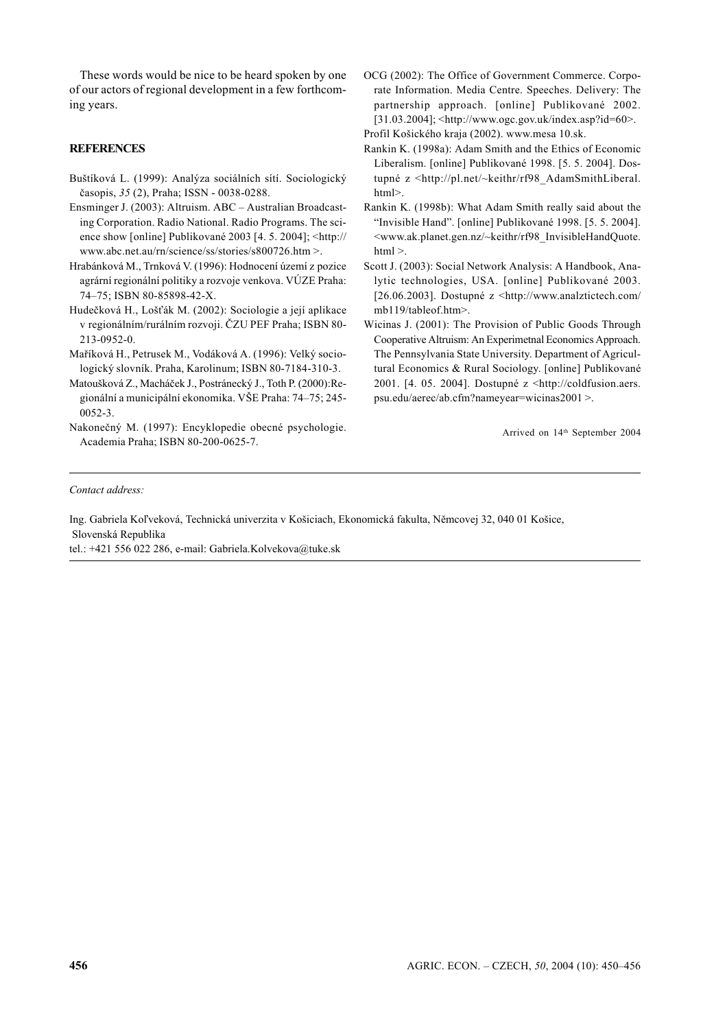These words would be nice to be heard spoken by one of our actors of regional development in a few forthcoming years.

## REFERENCES

Buštíková L. (1999): Analýza sociálních sítí. Sociologický časopis, *35* (2), Praha; ISSN - 0038-0288.

Ensminger J. (2003): Altruism. ABC – Australian Broadcasting Corporation. Radio National. Radio Programs. The science show [online] Publikované 2003 [4. 5. 2004]; <http://www.abc.net.au/rn/science/ss/stories/s800726.htm >.

Hrabánková M., Trnková V. (1996): Hodnocení území z pozice agrární regionální politiky a rozvoje venkova. VÚZE Praha: 74–75; ISBN 80-85898-42-X.

Hudečková H., Lošťák M. (2002): Sociologie a její aplikace v regionálním/rurálním rozvoji. ČZU PEF Praha; ISBN 80-213-0952-0.

Maříková H., Petrusek M., Vodáková A. (1996): Velký sociologický slovník. Praha, Karolinum; ISBN 80-7184-310-3.

Matoušková Z., Macháček J., Postránecký J., Toth P. (2000): Regionální a municipální ekonomika. VŠE Praha: 74–75; 245-0052-3.

Nakonečný M. (1997): Encyklopedie obecné psychologie. Academia Praha; ISBN 80-200-0625-7.

OCG (2002): The Office of Government Commerce. Corporate Information. Media Centre. Speeches. Delivery: The partnership approach. [online] Publikované 2002. [31.03.2004]; <http://www.ogc.gov.uk/index.asp?id=60>.

Profil Košického kraja (2002). www.mesa 10.sk.

Rankin K. (1998a): Adam Smith and the Ethics of Economic Liberalism. [online] Publikované 1998. [5. 5. 2004]. Dostupné z <http://pl.net/~keithr/rf98_AdamSmithLiberal.html>.

Rankin K. (1998b): What Adam Smith really said about the "Invisible Hand". [online] Publikované 1998. [5. 5. 2004]. <www.ak.planet.gen.nz/~keithr/rf98_InvisibleHandQuote.html >.

Scott J. (2003): Social Network Analysis: A Handbook, Analytic technologies, USA. [online] Publikované 2003. [26.06.2003]. Dostupné z <http://www.analztictech.com/mb119/tableof.htm>.

Wicinas J. (2001): The Provision of Public Goods Through Cooperative Altruism: An Experimetnal Economics Approach. The Pennsylvania State University. Department of Agricultural Economics & Rural Sociology. [online] Publikované 2001. [4. 05. 2004]. Dostupné z <http://coldfusion.aers.psu.edu/aerec/ab.cfm?nameyear=wicinas2001 >.

Arrived on 14th September 2004

*Contact address:*

Ing. Gabriela Koľveková, Technická univerzita v Košiciach, Ekonomická fakulta, Němcovej 32, 040 01 Košice, Slovenská Republika
tel.: +421 556 022 286, e-mail: Gabriela.Kolvekova@tuke.sk